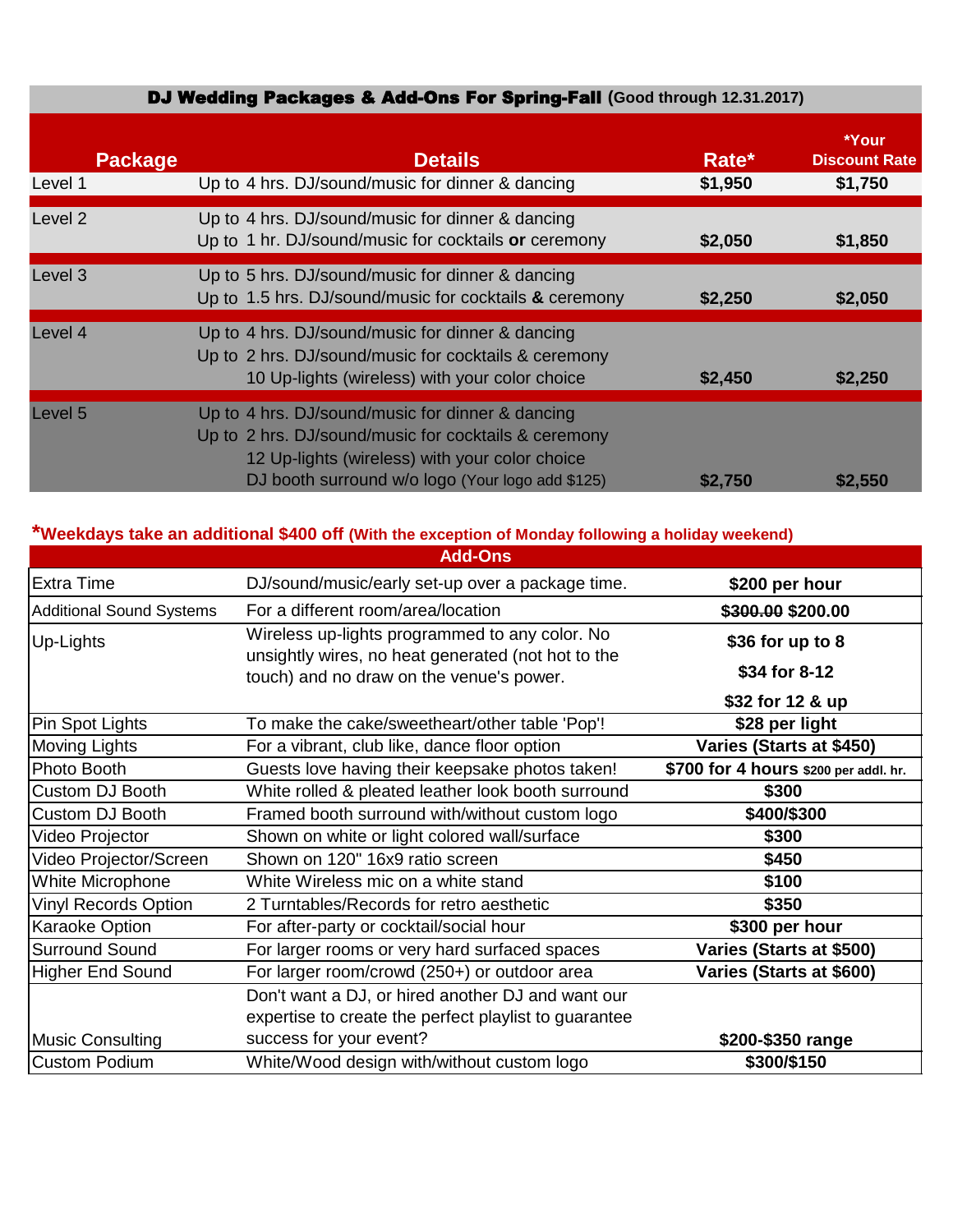## DJ Wedding Packages & Add-Ons For Spring-Fall (Good through 12.31.2017)

| Package | Details | Rate* | *Your Discount Rate |
|---|---|---|---|
| Level 1 | Up to 4 hrs. DJ/sound/music for dinner & dancing | $1,950 | $1,750 |
| Level 2 | Up to 4 hrs. DJ/sound/music for dinner & dancing<br>Up to 1 hr. DJ/sound/music for cocktails **or** ceremony | $2,050 | $1,850 |
| Level 3 | Up to 5 hrs. DJ/sound/music for dinner & dancing<br>Up to 1.5 hrs. DJ/sound/music for cocktails **&** ceremony | $2,250 | $2,050 |
| Level 4 | Up to 4 hrs. DJ/sound/music for dinner & dancing<br>Up to 2 hrs. DJ/sound/music for cocktails & ceremony<br>10 Up-lights (wireless) with your color choice | $2,450 | $2,250 |
| Level 5 | Up to 4 hrs. DJ/sound/music for dinner & dancing<br>Up to 2 hrs. DJ/sound/music for cocktails & ceremony<br>12 Up-lights (wireless) with your color choice<br>DJ booth surround w/o logo (Your logo add $125) | $2,750 | $2,550 |

***Weekdays take an additional $400 off (With the exception of Monday following a holiday weekend)**

| Add-Ons | | |
|---|---|---|
| Extra Time | DJ/sound/music/early set-up over a package time. | $200 per hour |
| Additional Sound Systems | For a different room/area/location | ~~$300.00~~ $200.00 |
| Up-Lights | Wireless up-lights programmed to any color. No unsightly wires, no heat generated (not hot to the touch) and no draw on the venue's power. | $36 for up to 8<br>$34 for 8-12<br>$32 for 12 & up |
| Pin Spot Lights | To make the cake/sweetheart/other table 'Pop'! | $28 per light |
| Moving Lights | For a vibrant, club like, dance floor option | Varies (Starts at $450) |
| Photo Booth | Guests love having their keepsake photos taken! | $700 for 4 hours $200 per addl. hr. |
| Custom DJ Booth | White rolled & pleated leather look booth surround | $300 |
| Custom DJ Booth | Framed booth surround with/without custom logo | $400/$300 |
| Video Projector | Shown on white or light colored wall/surface | $300 |
| Video Projector/Screen | Shown on 120" 16x9 ratio screen | $450 |
| White Microphone | White Wireless mic on a white stand | $100 |
| Vinyl Records Option | 2 Turntables/Records for retro aesthetic | $350 |
| Karaoke Option | For after-party or cocktail/social hour | $300 per hour |
| Surround Sound | For larger rooms or very hard surfaced spaces | Varies (Starts at $500) |
| Higher End Sound | For larger room/crowd (250+) or outdoor area | Varies (Starts at $600) |
| Music Consulting | Don't want a DJ, or hired another DJ and want our expertise to create the perfect playlist to guarantee success for your event? | $200-$350 range |
| Custom Podium | White/Wood design with/without custom logo | $300/$150 |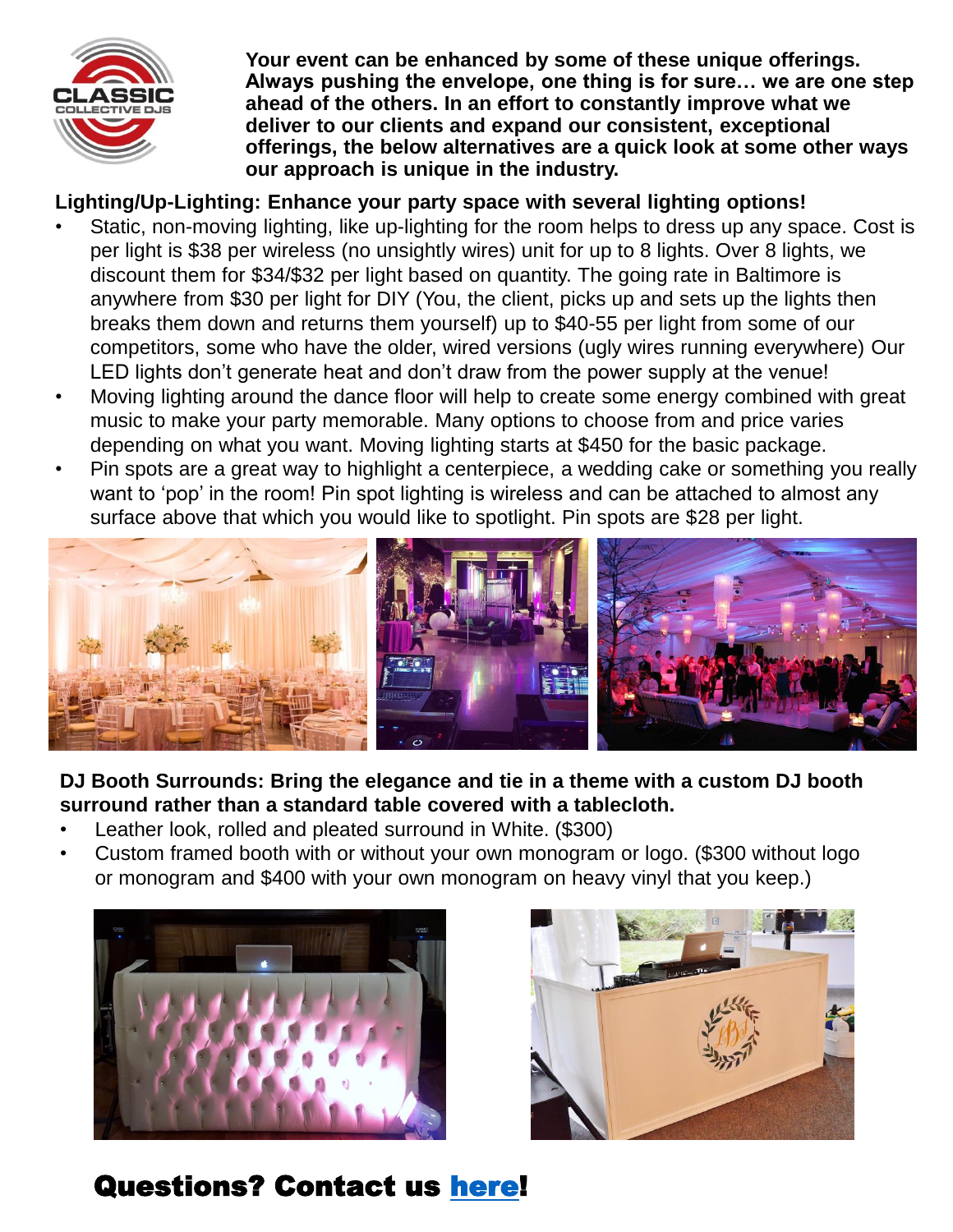**Your event can be enhanced by some of these unique offerings. Always pushing the envelope, one thing is for sure… we are one step ahead of the others. In an effort to constantly improve what we deliver to our clients and expand our consistent, exceptional offerings, the below alternatives are a quick look at some other ways our approach is unique in the industry.**

**Lighting/Up-Lighting: Enhance your party space with several lighting options!**

- Static, non-moving lighting, like up-lighting for the room helps to dress up any space. Cost is per light is $38 per wireless (no unsightly wires) unit for up to 8 lights. Over 8 lights, we discount them for $34/$32 per light based on quantity. The going rate in Baltimore is anywhere from $30 per light for DIY (You, the client, picks up and sets up the lights then breaks them down and returns them yourself) up to $40-55 per light from some of our competitors, some who have the older, wired versions (ugly wires running everywhere) Our LED lights don't generate heat and don't draw from the power supply at the venue!
- Moving lighting around the dance floor will help to create some energy combined with great music to make your party memorable. Many options to choose from and price varies depending on what you want. Moving lighting starts at $450 for the basic package.
- Pin spots are a great way to highlight a centerpiece, a wedding cake or something you really want to 'pop' in the room! Pin spot lighting is wireless and can be attached to almost any surface above that which you would like to spotlight. Pin spots are $28 per light.

**DJ Booth Surrounds: Bring the elegance and tie in a theme with a custom DJ booth surround rather than a standard table covered with a tablecloth.**

- Leather look, rolled and pleated surround in White. ($300)
- Custom framed booth with or without your own monogram or logo. ($300 without logo or monogram and $400 with your own monogram on heavy vinyl that you keep.)

## Questions? Contact us here!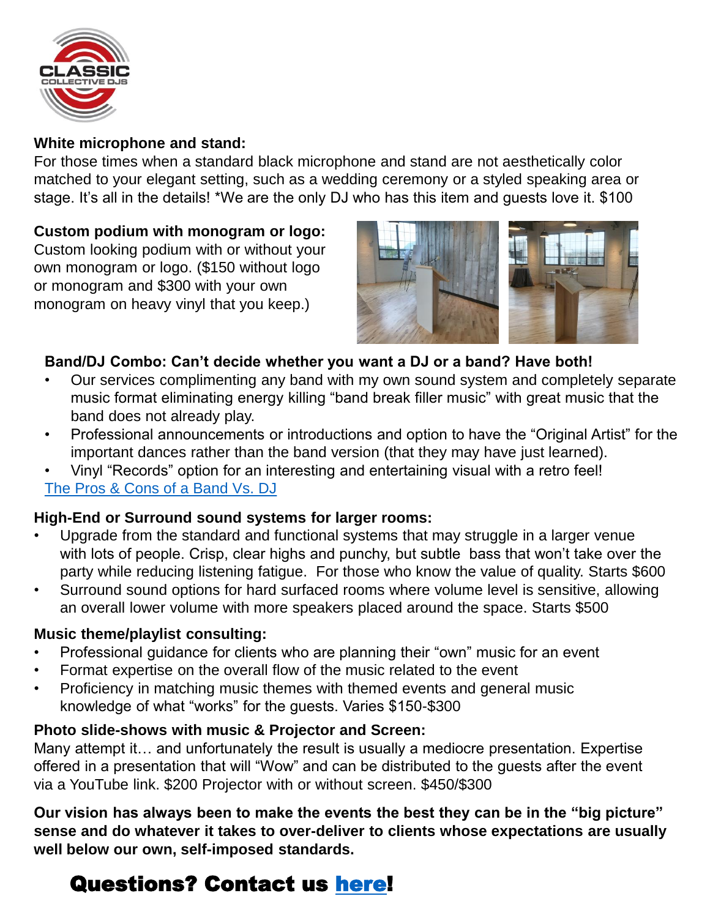**White microphone and stand:**

For those times when a standard black microphone and stand are not aesthetically color matched to your elegant setting, such as a wedding ceremony or a styled speaking area or stage. It's all in the details! *We are the only DJ who has this item and guests love it. $100

**Custom podium with monogram or logo:**

Custom looking podium with or without your own monogram or logo. ($150 without logo or monogram and $300 with your own monogram on heavy vinyl that you keep.)

**Band/DJ Combo: Can't decide whether you want a DJ or a band? Have both!**

- Our services complimenting any band with my own sound system and completely separate music format eliminating energy killing "band break filler music" with great music that the band does not already play.
- Professional announcements or introductions and option to have the "Original Artist" for the important dances rather than the band version (that they may have just learned).
- Vinyl "Records" option for an interesting and entertaining visual with a retro feel!

The Pros & Cons of a Band Vs. DJ

**High-End or Surround sound systems for larger rooms:**

- Upgrade from the standard and functional systems that may struggle in a larger venue with lots of people. Crisp, clear highs and punchy, but subtle bass that won't take over the party while reducing listening fatigue. For those who know the value of quality. Starts $600
- Surround sound options for hard surfaced rooms where volume level is sensitive, allowing an overall lower volume with more speakers placed around the space. Starts $500

**Music theme/playlist consulting:**

- Professional guidance for clients who are planning their "own" music for an event
- Format expertise on the overall flow of the music related to the event
- Proficiency in matching music themes with themed events and general music knowledge of what "works" for the guests. Varies $150-$300

**Photo slide-shows with music & Projector and Screen:**

Many attempt it… and unfortunately the result is usually a mediocre presentation. Expertise offered in a presentation that will "Wow" and can be distributed to the guests after the event via a YouTube link. $200 Projector with or without screen. $450/$300

**Our vision has always been to make the events the best they can be in the "big picture" sense and do whatever it takes to over-deliver to clients whose expectations are usually well below our own, self-imposed standards.**

## Questions? Contact us here!